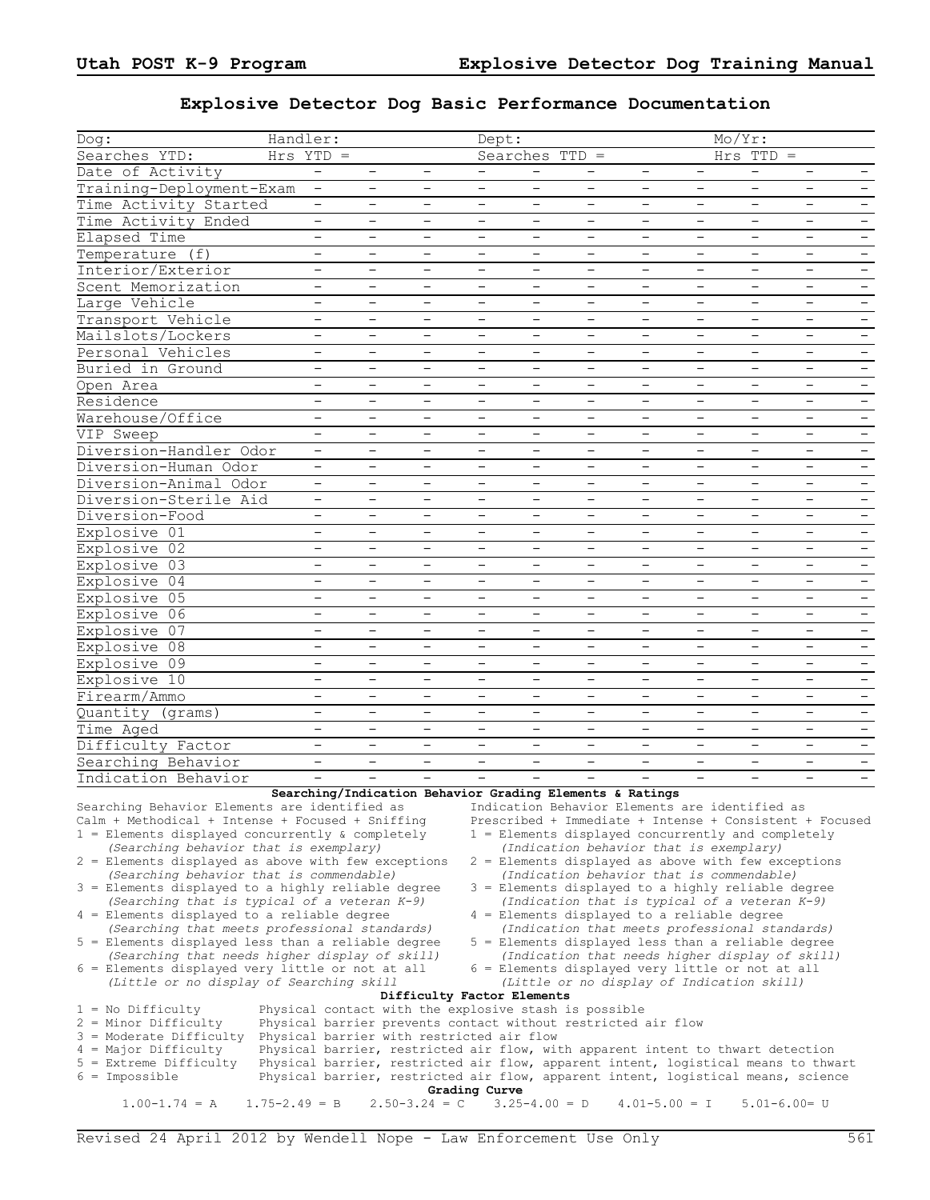## Explosive Detector Dog Basic Performance Documentation

| Dog: | Handler: | | | Dept: | | | | Mo/Yr: | | | |
|---|---|---|---|---|---|---|---|---|---|---|---|
| Searches YTD: | Hrs YTD = | | | Searches TTD = | | | | Hrs TTD = | | | |
| Date of Activity | - | - | - | - | - | - | - | - | - | - | - |
| Training-Deployment-Exam | - | - | - | - | - | - | - | - | - | - | - |
| Time Activity Started | - | - | - | - | - | - | - | - | - | - | - |
| Time Activity Ended | - | - | - | - | - | - | - | - | - | - | - |
| Elapsed Time | - | - | - | - | - | - | - | - | - | - | - |
| Temperature (f) | - | - | - | - | - | - | - | - | - | - | - |
| Interior/Exterior | - | - | - | - | - | - | - | - | - | - | - |
| Scent Memorization | - | - | - | - | - | - | - | - | - | - | - |
| Large Vehicle | - | - | - | - | - | - | - | - | - | - | - |
| Transport Vehicle | - | - | - | - | - | - | - | - | - | - | - |
| Mailslots/Lockers | - | - | - | - | - | - | - | - | - | - | - |
| Personal Vehicles | - | - | - | - | - | - | - | - | - | - | - |
| Buried in Ground | - | - | - | - | - | - | - | - | - | - | - |
| Open Area | - | - | - | - | - | - | - | - | - | - | - |
| Residence | - | - | - | - | - | - | - | - | - | - | - |
| Warehouse/Office | - | - | - | - | - | - | - | - | - | - | - |
| VIP Sweep | - | - | - | - | - | - | - | - | - | - | - |
| Diversion-Handler Odor | - | - | - | - | - | - | - | - | - | - | - |
| Diversion-Human Odor | - | - | - | - | - | - | - | - | - | - | - |
| Diversion-Animal Odor | - | - | - | - | - | - | - | - | - | - | - |
| Diversion-Sterile Aid | - | - | - | - | - | - | - | - | - | - | - |
| Diversion-Food | - | - | - | - | - | - | - | - | - | - | - |
| Explosive 01 | - | - | - | - | - | - | - | - | - | - | - |
| Explosive 02 | - | - | - | - | - | - | - | - | - | - | - |
| Explosive 03 | - | - | - | - | - | - | - | - | - | - | - |
| Explosive 04 | - | - | - | - | - | - | - | - | - | - | - |
| Explosive 05 | - | - | - | - | - | - | - | - | - | - | - |
| Explosive 06 | - | - | - | - | - | - | - | - | - | - | - |
| Explosive 07 | - | - | - | - | - | - | - | - | - | - | - |
| Explosive 08 | - | - | - | - | - | - | - | - | - | - | - |
| Explosive 09 | - | - | - | - | - | - | - | - | - | - | - |
| Explosive 10 | - | - | - | - | - | - | - | - | - | - | - |
| Firearm/Ammo | - | - | - | - | - | - | - | - | - | - | - |
| Quantity (grams) | - | - | - | - | - | - | - | - | - | - | - |
| Time Aged | - | - | - | - | - | - | - | - | - | - | - |
| Difficulty Factor | - | - | - | - | - | - | - | - | - | - | - |
| Searching Behavior | - | - | - | - | - | - | - | - | - | - | - |
| Indication Behavior | - | - | - | - | - | - | - | - | - | - | - |

### Searching/Indication Behavior Grading Elements & Ratings

Searching Behavior Elements are identified as Calm + Methodical + Intense + Focused + Sniffing

1 = Elements displayed concurrently & completely *(Searching behavior that is exemplary)*
2 = Elements displayed as above with few exceptions *(Searching behavior that is commendable)*
3 = Elements displayed to a highly reliable degree *(Searching that is typical of a veteran K-9)*
4 = Elements displayed to a reliable degree *(Searching that meets professional standards)*
5 = Elements displayed less than a reliable degree *(Searching that needs higher display of skill)*
6 = Elements displayed very little or not at all *(Little or no display of Searching skill)*

Indication Behavior Elements are identified as Prescribed + Immediate + Intense + Consistent + Focused

1 = Elements displayed concurrently and completely *(Indication behavior that is exemplary)*
2 = Elements displayed as above with few exceptions *(Indication behavior that is commendable)*
3 = Elements displayed to a highly reliable degree *(Indication that is typical of a veteran K-9)*
4 = Elements displayed to a reliable degree *(Indication that meets professional standards)*
5 = Elements displayed less than a reliable degree *(Indication that needs higher display of skill)*
6 = Elements displayed very little or not at all *(Little or no display of Indication skill)*

### Difficulty Factor Elements

1 = No Difficulty — Physical contact with the explosive stash is possible
2 = Minor Difficulty — Physical barrier prevents contact without restricted air flow
3 = Moderate Difficulty — Physical barrier with restricted air flow
4 = Major Difficulty — Physical barrier, restricted air flow, with apparent intent to thwart detection
5 = Extreme Difficulty — Physical barrier, restricted air flow, apparent intent, logistical means to thwart
6 = Impossible — Physical barrier, restricted air flow, apparent intent, logistical means, science

### Grading Curve

1.00-1.74 = A    1.75-2.49 = B    2.50-3.24 = C    3.25-4.00 = D    4.01-5.00 = I    5.01-6.00= U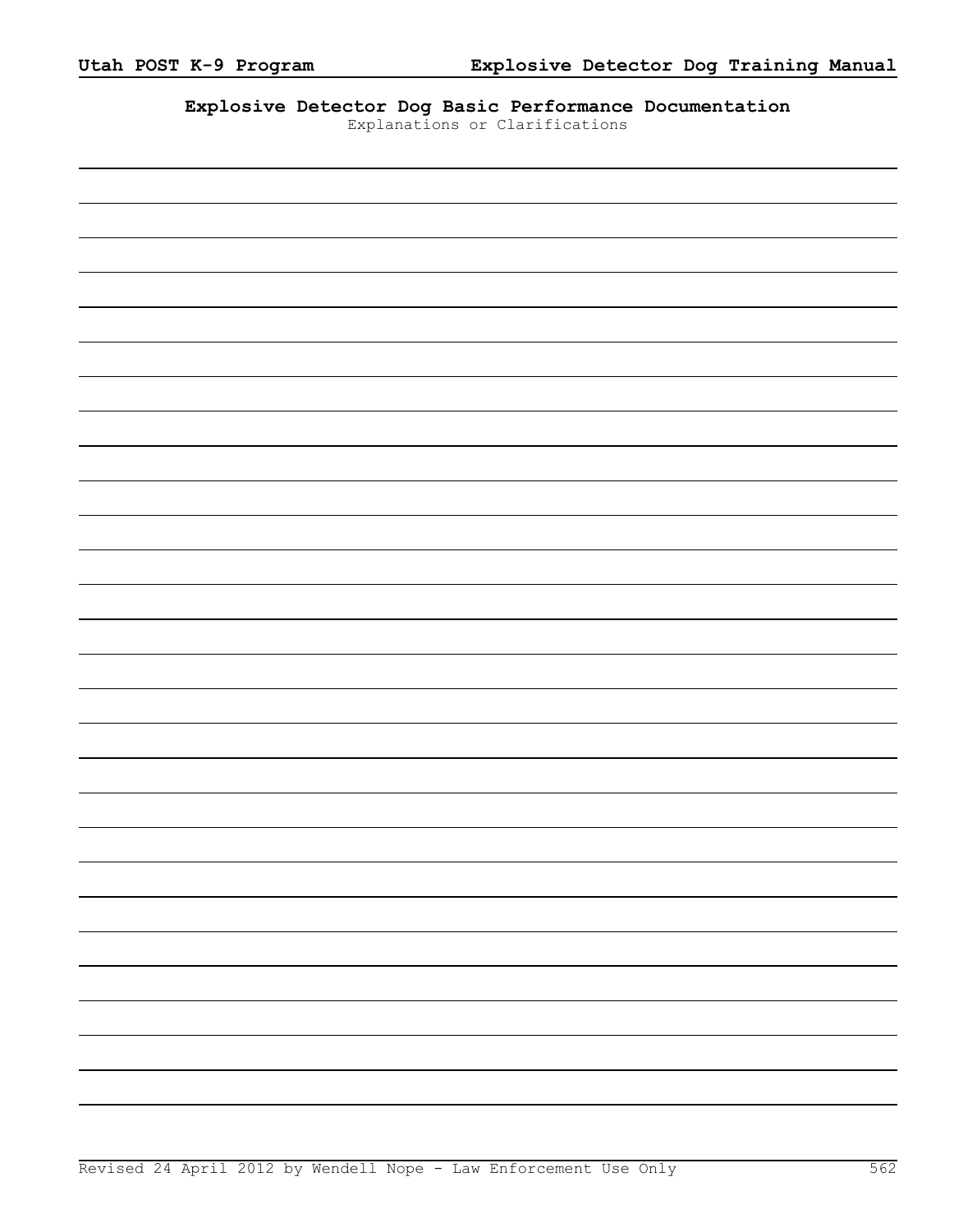**Explosive Detector Dog Basic Performance Documentation**

Explanations or Clarifications